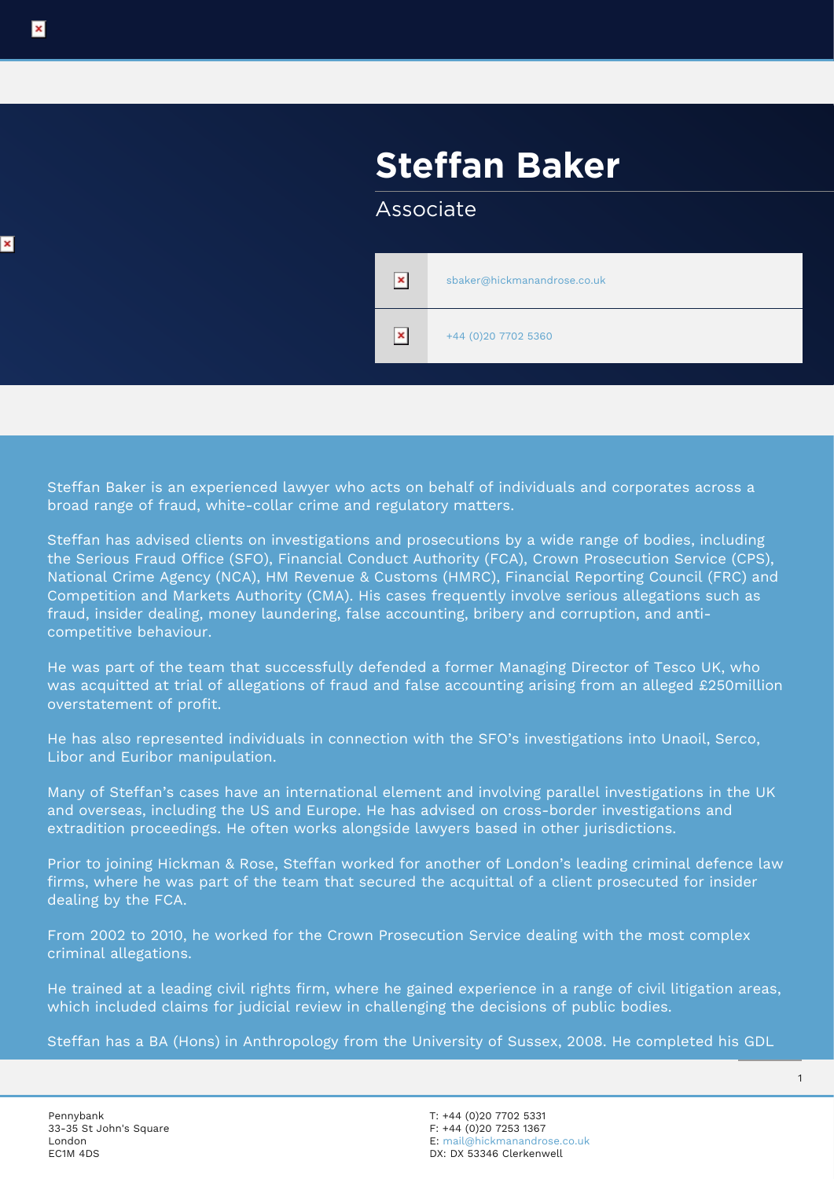# Steffan Baker

Associate

sbaker@hickmanandrose.co.uk

+44 (0)20 7702 5360

Steffan Baker is an experienced lawyer who acts on behalf of individuals and corporates across a broad range of fraud, white-collar crime and regulatory matters.

Steffan has advised clients on investigations and prosecutions by a wide range of bodies, including the Serious Fraud Office (SFO), Financial Conduct Authority (FCA), Crown Prosecution Service (CPS), National Crime Agency (NCA), HM Revenue & Customs (HMRC), Financial Reporting Council (FRC) and Competition and Markets Authority (CMA). His cases frequently involve serious allegations such as fraud, insider dealing, money laundering, false accounting, bribery and corruption, and anti-competitive behaviour.

He was part of the team that successfully defended a former Managing Director of Tesco UK, who was acquitted at trial of allegations of fraud and false accounting arising from an alleged £250million overstatement of profit.

He has also represented individuals in connection with the SFO's investigations into Unaoil, Serco, Libor and Euribor manipulation.

Many of Steffan's cases have an international element and involving parallel investigations in the UK and overseas, including the US and Europe. He has advised on cross-border investigations and extradition proceedings. He often works alongside lawyers based in other jurisdictions.

Prior to joining Hickman & Rose, Steffan worked for another of London's leading criminal defence law firms, where he was part of the team that secured the acquittal of a client prosecuted for insider dealing by the FCA.

From 2002 to 2010, he worked for the Crown Prosecution Service dealing with the most complex criminal allegations.

He trained at a leading civil rights firm, where he gained experience in a range of civil litigation areas, which included claims for judicial review in challenging the decisions of public bodies.

Steffan has a BA (Hons) in Anthropology from the University of Sussex, 2008. He completed his GDL

Pennybank
33-35 St John's Square
London
EC1M 4DS

T: +44 (0)20 7702 5331
F: +44 (0)20 7253 1367
E: mail@hickmanandrose.co.uk
DX: DX 53346 Clerkenwell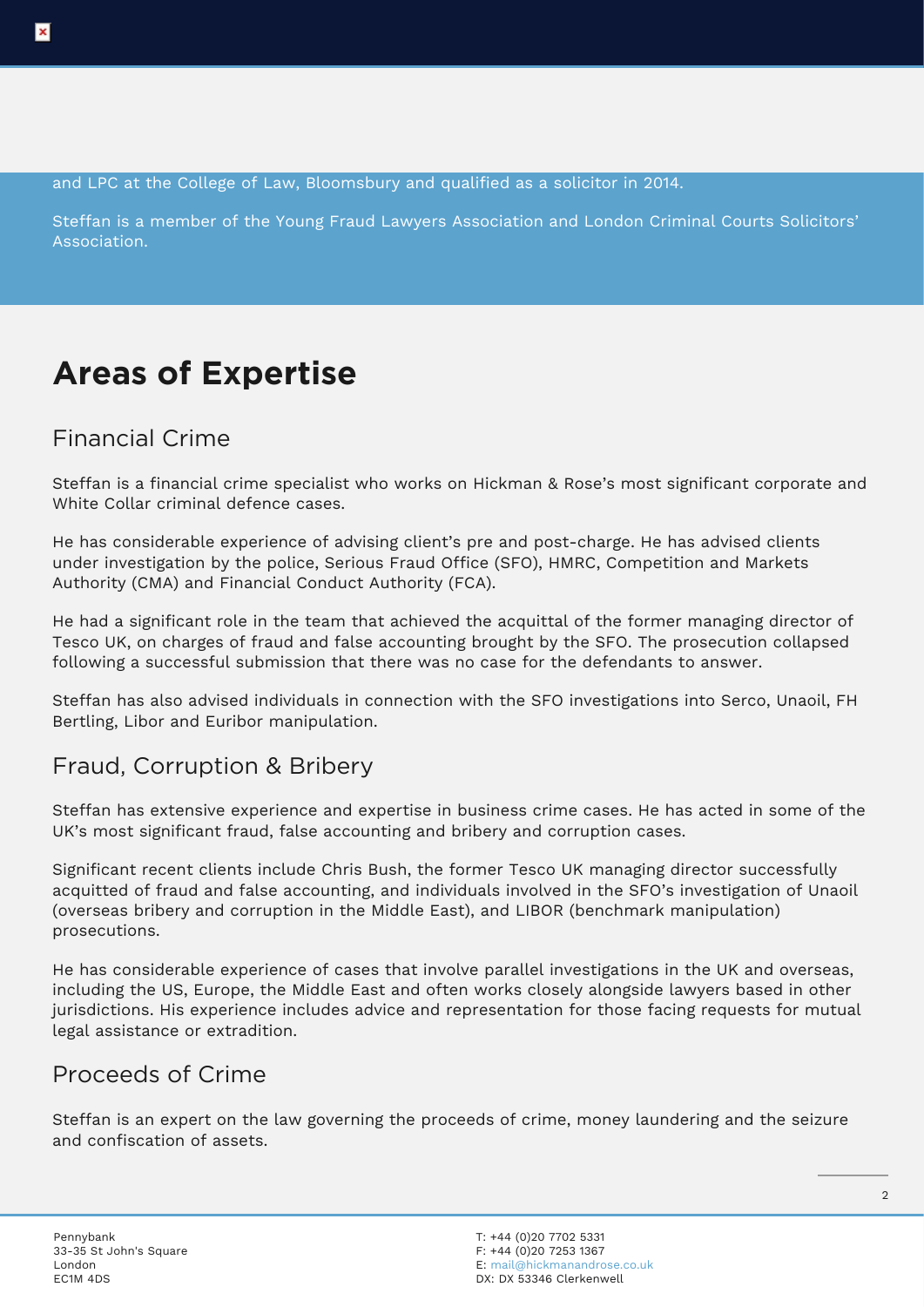and LPC at the College of Law, Bloomsbury and qualified as a solicitor in 2014.

Steffan is a member of the Young Fraud Lawyers Association and London Criminal Courts Solicitors' Association.

# Areas of Expertise

## Financial Crime

Steffan is a financial crime specialist who works on Hickman & Rose's most significant corporate and White Collar criminal defence cases.

He has considerable experience of advising client's pre and post-charge. He has advised clients under investigation by the police, Serious Fraud Office (SFO), HMRC, Competition and Markets Authority (CMA) and Financial Conduct Authority (FCA).

He had a significant role in the team that achieved the acquittal of the former managing director of Tesco UK, on charges of fraud and false accounting brought by the SFO. The prosecution collapsed following a successful submission that there was no case for the defendants to answer.

Steffan has also advised individuals in connection with the SFO investigations into Serco, Unaoil, FH Bertling, Libor and Euribor manipulation.

## Fraud, Corruption & Bribery

Steffan has extensive experience and expertise in business crime cases. He has acted in some of the UK's most significant fraud, false accounting and bribery and corruption cases.

Significant recent clients include Chris Bush, the former Tesco UK managing director successfully acquitted of fraud and false accounting, and individuals involved in the SFO's investigation of Unaoil (overseas bribery and corruption in the Middle East), and LIBOR (benchmark manipulation) prosecutions.

He has considerable experience of cases that involve parallel investigations in the UK and overseas, including the US, Europe, the Middle East and often works closely alongside lawyers based in other jurisdictions. His experience includes advice and representation for those facing requests for mutual legal assistance or extradition.

## Proceeds of Crime

Steffan is an expert on the law governing the proceeds of crime, money laundering and the seizure and confiscation of assets.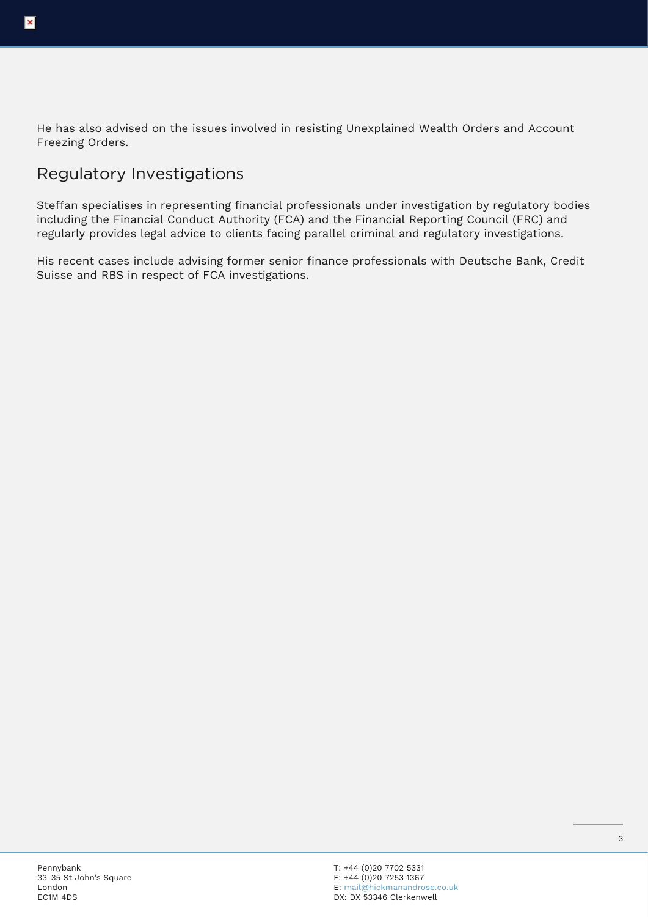He has also advised on the issues involved in resisting Unexplained Wealth Orders and Account Freezing Orders.

## Regulatory Investigations

Steffan specialises in representing financial professionals under investigation by regulatory bodies including the Financial Conduct Authority (FCA) and the Financial Reporting Council (FRC) and regularly provides legal advice to clients facing parallel criminal and regulatory investigations.

His recent cases include advising former senior finance professionals with Deutsche Bank, Credit Suisse and RBS in respect of FCA investigations.